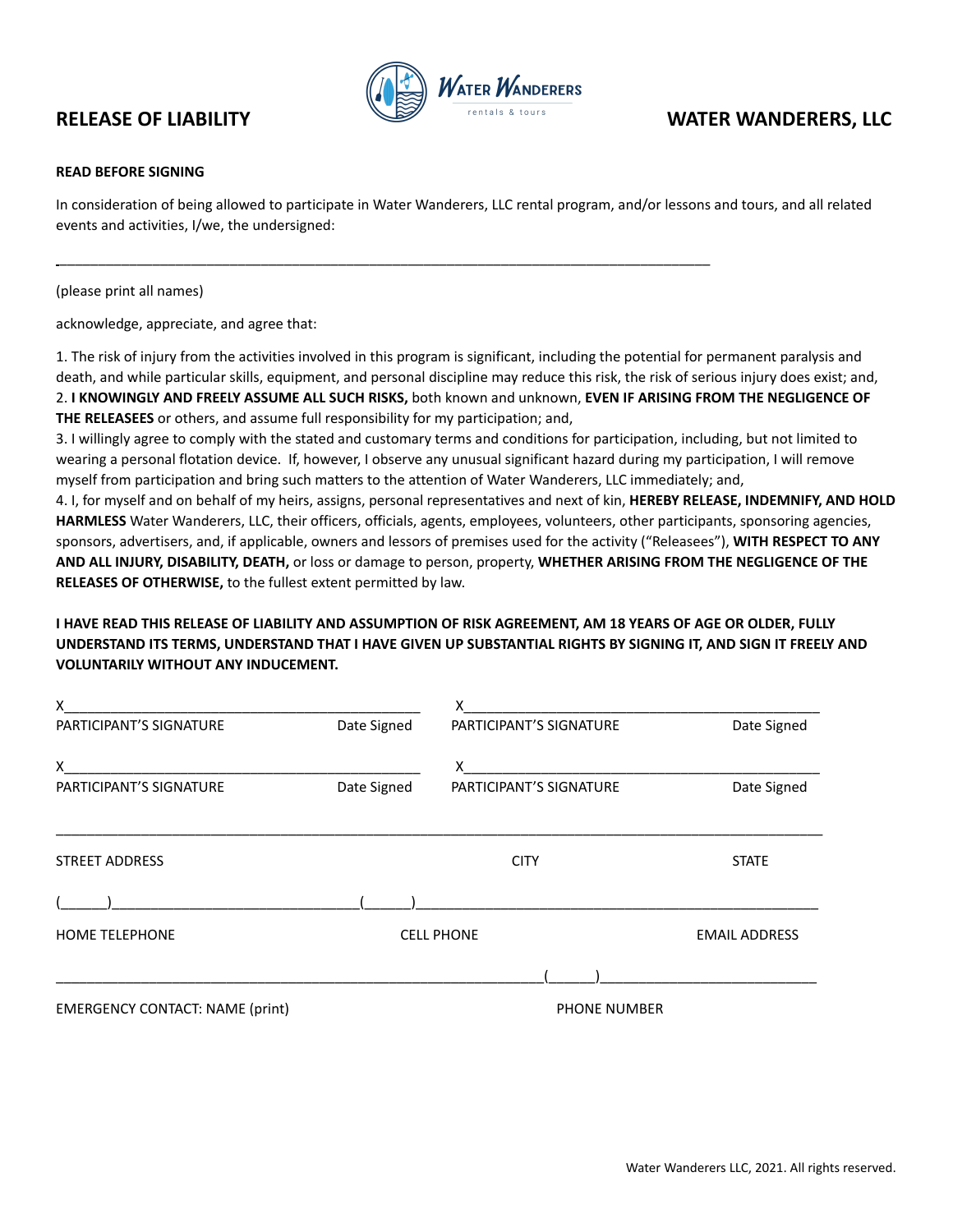**RELEASE OF LIABILITY** **WATER WANDERERS, LLC**

Water Wanderers
rentals & tours

**READ BEFORE SIGNING**

In consideration of being allowed to participate in Water Wanderers, LLC rental program, and/or lessons and tours, and all related events and activities, I/we, the undersigned:

_______________________________________________________________________________

(please print all names)

acknowledge, appreciate, and agree that:

1. The risk of injury from the activities involved in this program is significant, including the potential for permanent paralysis and death, and while particular skills, equipment, and personal discipline may reduce this risk, the risk of serious injury does exist; and,
2. **I KNOWINGLY AND FREELY ASSUME ALL SUCH RISKS,** both known and unknown, **EVEN IF ARISING FROM THE NEGLIGENCE OF THE RELEASEES** or others, and assume full responsibility for my participation; and,
3. I willingly agree to comply with the stated and customary terms and conditions for participation, including, but not limited to wearing a personal flotation device. If, however, I observe any unusual significant hazard during my participation, I will remove myself from participation and bring such matters to the attention of Water Wanderers, LLC immediately; and,
4. I, for myself and on behalf of my heirs, assigns, personal representatives and next of kin, **HEREBY RELEASE, INDEMNIFY, AND HOLD HARMLESS** Water Wanderers, LLC, their officers, officials, agents, employees, volunteers, other participants, sponsoring agencies, sponsors, advertisers, and, if applicable, owners and lessors of premises used for the activity ("Releasees"), **WITH RESPECT TO ANY AND ALL INJURY, DISABILITY, DEATH,** or loss or damage to person, property, **WHETHER ARISING FROM THE NEGLIGENCE OF THE RELEASES OF OTHERWISE,** to the fullest extent permitted by law.

**I HAVE READ THIS RELEASE OF LIABILITY AND ASSUMPTION OF RISK AGREEMENT, AM 18 YEARS OF AGE OR OLDER, FULLY UNDERSTAND ITS TERMS, UNDERSTAND THAT I HAVE GIVEN UP SUBSTANTIAL RIGHTS BY SIGNING IT, AND SIGN IT FREELY AND VOLUNTARILY WITHOUT ANY INDUCEMENT.**

X_____________________________________________ X_____________________________________________
PARTICIPANT'S SIGNATURE Date Signed PARTICIPANT'S SIGNATURE Date Signed

X_____________________________________________ X_____________________________________________
PARTICIPANT'S SIGNATURE Date Signed PARTICIPANT'S SIGNATURE Date Signed

_______________________________________________________________________________________________
STREET ADDRESS CITY STATE

(______)______________________________(______)__________________________________________________
HOME TELEPHONE CELL PHONE EMAIL ADDRESS

_________________________________________________________(______)__________________________
EMERGENCY CONTACT: NAME (print) PHONE NUMBER

Water Wanderers LLC, 2021. All rights reserved.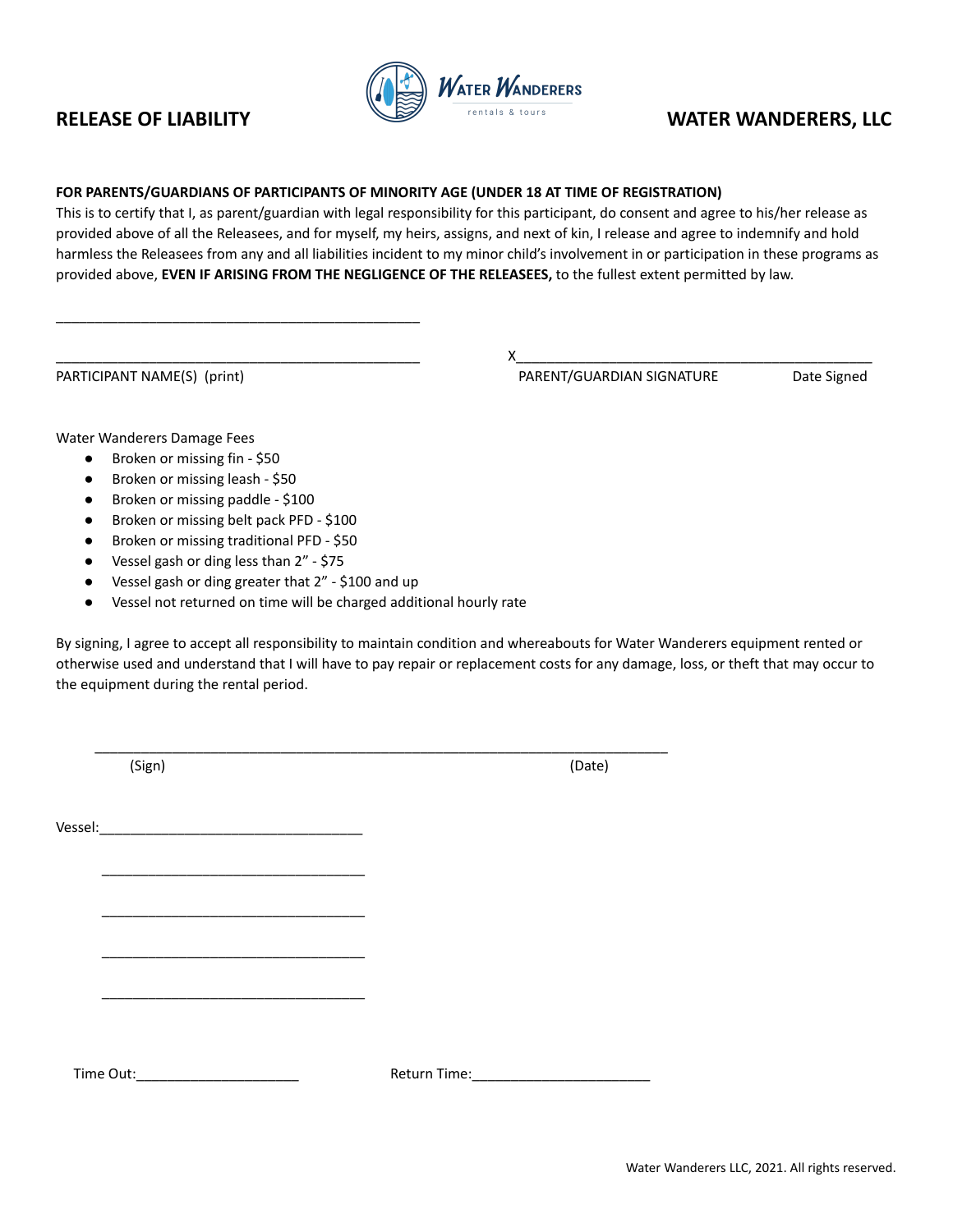**RELEASE OF LIABILITY** **WATER WANDERERS, LLC**

**FOR PARENTS/GUARDIANS OF PARTICIPANTS OF MINORITY AGE (UNDER 18 AT TIME OF REGISTRATION)**

This is to certify that I, as parent/guardian with legal responsibility for this participant, do consent and agree to his/her release as provided above of all the Releasees, and for myself, my heirs, assigns, and next of kin, I release and agree to indemnify and hold harmless the Releasees from any and all liabilities incident to my minor child's involvement in or participation in these programs as provided above, **EVEN IF ARISING FROM THE NEGLIGENCE OF THE RELEASEES,** to the fullest extent permitted by law.

_______________________________________________

_______________________________________________ X_______________________________________________

PARTICIPANT NAME(S) (print) PARENT/GUARDIAN SIGNATURE Date Signed

Water Wanderers Damage Fees

- Broken or missing fin - $50
- Broken or missing leash - $50
- Broken or missing paddle - $100
- Broken or missing belt pack PFD - $100
- Broken or missing traditional PFD - $50
- Vessel gash or ding less than 2" - $75
- Vessel gash or ding greater that 2" - $100 and up
- Vessel not returned on time will be charged additional hourly rate

By signing, I agree to accept all responsibility to maintain condition and whereabouts for Water Wanderers equipment rented or otherwise used and understand that I will have to pay repair or replacement costs for any damage, loss, or theft that may occur to the equipment during the rental period.

___________________________________________________________________________

(Sign) (Date)

Vessel:__________________________________

__________________________________

__________________________________

__________________________________

__________________________________

Time Out:_____________________ Return Time:_______________________

Water Wanderers LLC, 2021. All rights reserved.